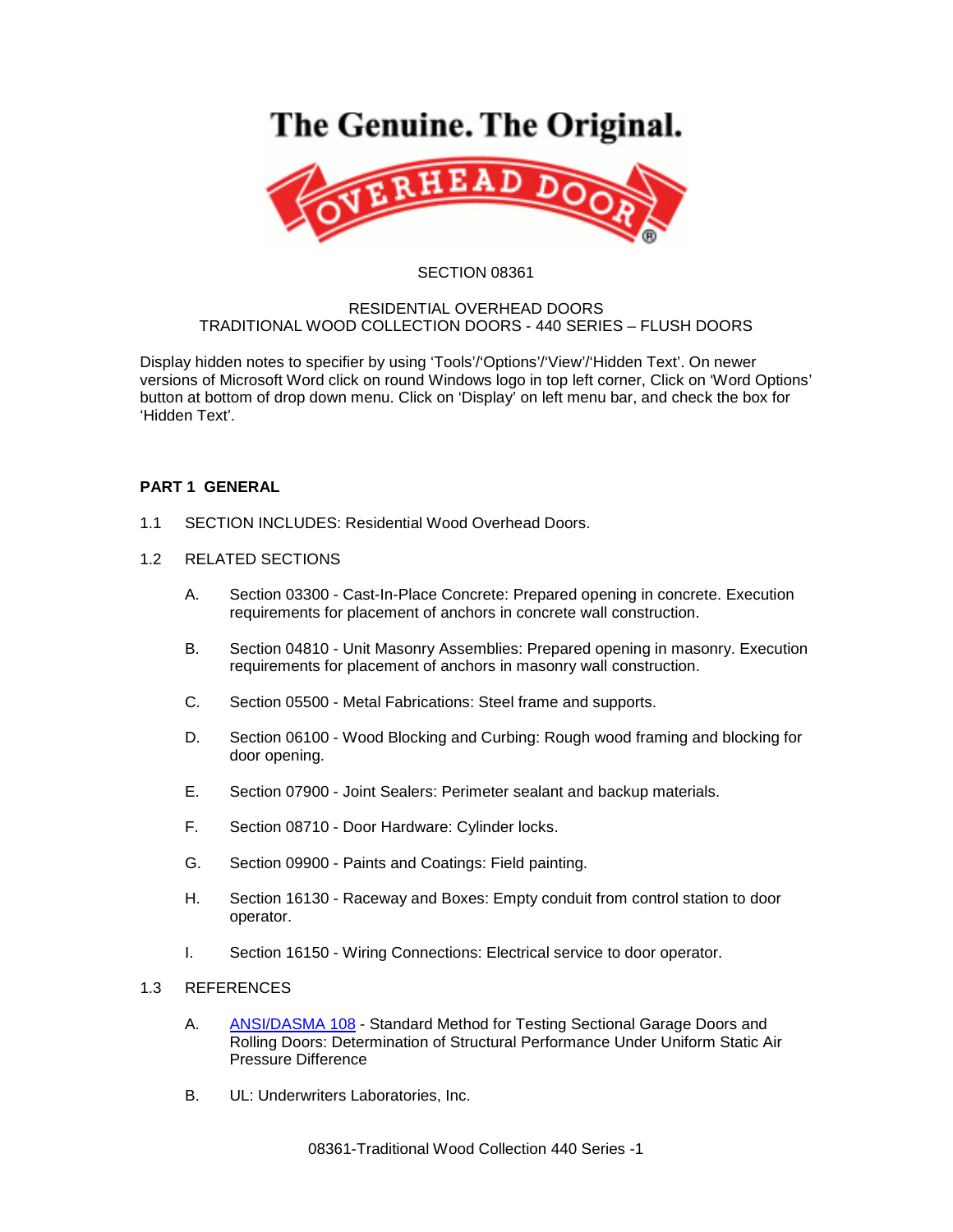The Genuine. The Original.

OVERHEAD DOOR®

SECTION 08361

RESIDENTIAL OVERHEAD DOORS
TRADITIONAL WOOD COLLECTION DOORS - 440 SERIES – FLUSH DOORS

Display hidden notes to specifier by using 'Tools'/'Options'/'View'/'Hidden Text'. On newer versions of Microsoft Word click on round Windows logo in top left corner, Click on 'Word Options' button at bottom of drop down menu. Click on 'Display' on left menu bar, and check the box for 'Hidden Text'.

## PART 1 GENERAL

1.1 SECTION INCLUDES: Residential Wood Overhead Doors.

1.2 RELATED SECTIONS

A. Section 03300 - Cast-In-Place Concrete: Prepared opening in concrete. Execution requirements for placement of anchors in concrete wall construction.

B. Section 04810 - Unit Masonry Assemblies: Prepared opening in masonry. Execution requirements for placement of anchors in masonry wall construction.

C. Section 05500 - Metal Fabrications: Steel frame and supports.

D. Section 06100 - Wood Blocking and Curbing: Rough wood framing and blocking for door opening.

E. Section 07900 - Joint Sealers: Perimeter sealant and backup materials.

F. Section 08710 - Door Hardware: Cylinder locks.

G. Section 09900 - Paints and Coatings: Field painting.

H. Section 16130 - Raceway and Boxes: Empty conduit from control station to door operator.

I. Section 16150 - Wiring Connections: Electrical service to door operator.

1.3 REFERENCES

A. ANSI/DASMA 108 - Standard Method for Testing Sectional Garage Doors and Rolling Doors: Determination of Structural Performance Under Uniform Static Air Pressure Difference

B. UL: Underwriters Laboratories, Inc.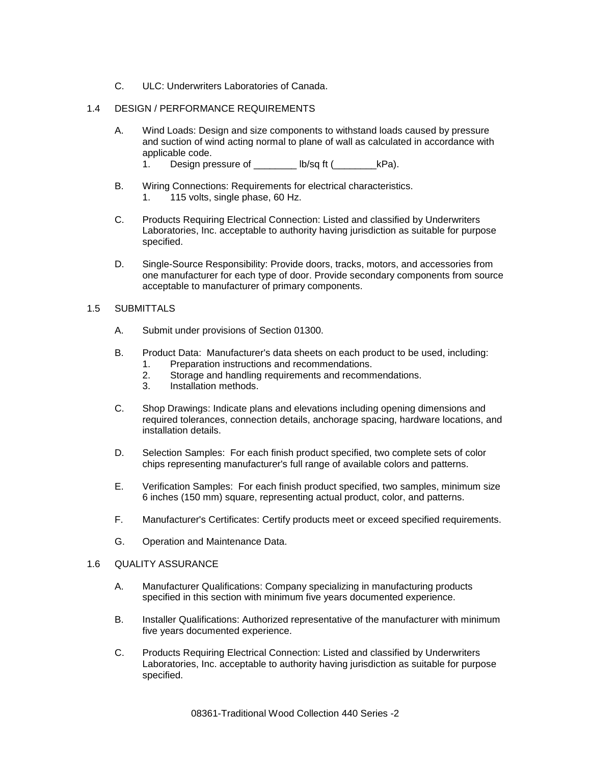C. ULC: Underwriters Laboratories of Canada.

## 1.4 DESIGN / PERFORMANCE REQUIREMENTS

A. Wind Loads: Design and size components to withstand loads caused by pressure and suction of wind acting normal to plane of wall as calculated in accordance with applicable code.
   1. Design pressure of ________ lb/sq ft (________kPa).

B. Wiring Connections: Requirements for electrical characteristics.
   1. 115 volts, single phase, 60 Hz.

C. Products Requiring Electrical Connection: Listed and classified by Underwriters Laboratories, Inc. acceptable to authority having jurisdiction as suitable for purpose specified.

D. Single-Source Responsibility: Provide doors, tracks, motors, and accessories from one manufacturer for each type of door. Provide secondary components from source acceptable to manufacturer of primary components.

## 1.5 SUBMITTALS

A. Submit under provisions of Section 01300.

B. Product Data: Manufacturer's data sheets on each product to be used, including:
   1. Preparation instructions and recommendations.
   2. Storage and handling requirements and recommendations.
   3. Installation methods.

C. Shop Drawings: Indicate plans and elevations including opening dimensions and required tolerances, connection details, anchorage spacing, hardware locations, and installation details.

D. Selection Samples: For each finish product specified, two complete sets of color chips representing manufacturer's full range of available colors and patterns.

E. Verification Samples: For each finish product specified, two samples, minimum size 6 inches (150 mm) square, representing actual product, color, and patterns.

F. Manufacturer's Certificates: Certify products meet or exceed specified requirements.

G. Operation and Maintenance Data.

## 1.6 QUALITY ASSURANCE

A. Manufacturer Qualifications: Company specializing in manufacturing products specified in this section with minimum five years documented experience.

B. Installer Qualifications: Authorized representative of the manufacturer with minimum five years documented experience.

C. Products Requiring Electrical Connection: Listed and classified by Underwriters Laboratories, Inc. acceptable to authority having jurisdiction as suitable for purpose specified.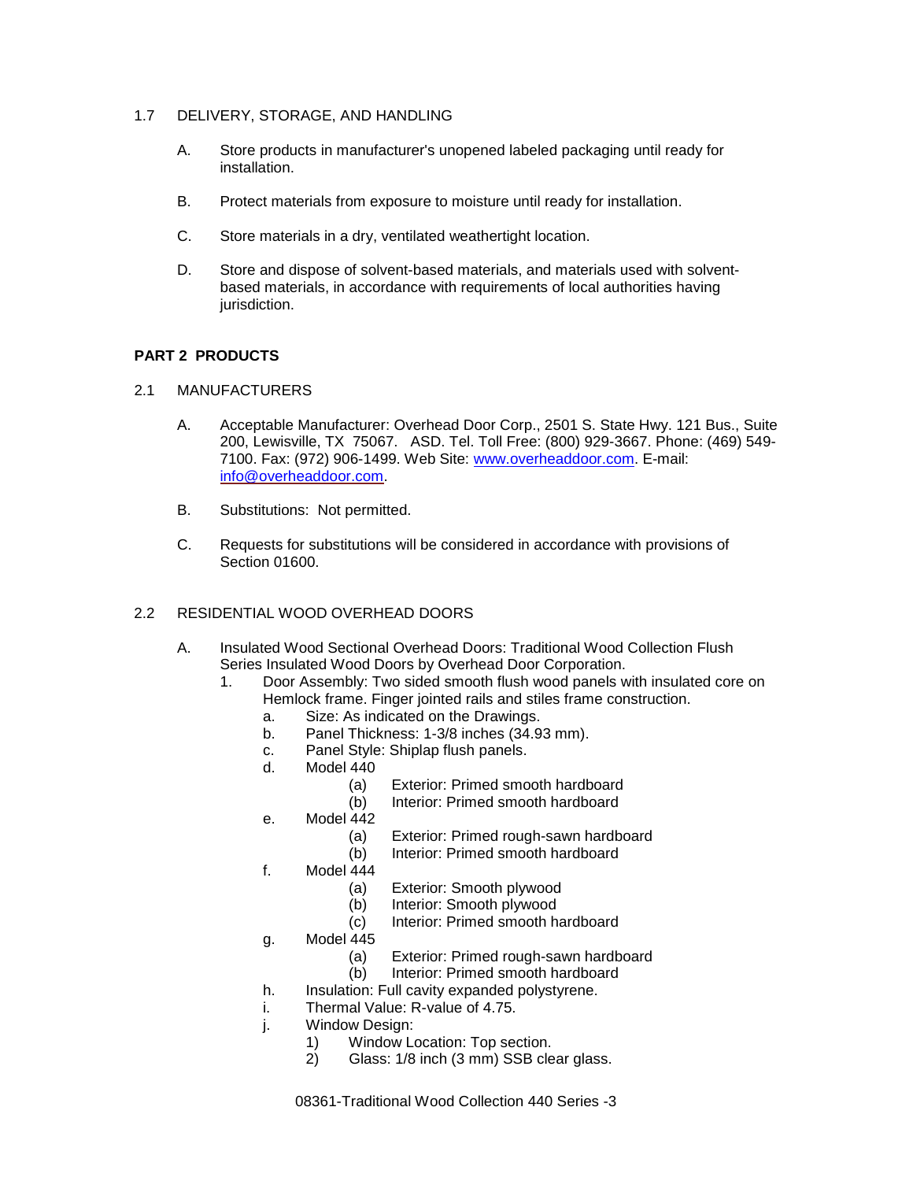1.7 DELIVERY, STORAGE, AND HANDLING

A. Store products in manufacturer's unopened labeled packaging until ready for installation.

B. Protect materials from exposure to moisture until ready for installation.

C. Store materials in a dry, ventilated weathertight location.

D. Store and dispose of solvent-based materials, and materials used with solvent-based materials, in accordance with requirements of local authorities having jurisdiction.

## PART 2 PRODUCTS

2.1 MANUFACTURERS

A. Acceptable Manufacturer: Overhead Door Corp., 2501 S. State Hwy. 121 Bus., Suite 200, Lewisville, TX 75067. ASD. Tel. Toll Free: (800) 929-3667. Phone: (469) 549-7100. Fax: (972) 906-1499. Web Site: www.overheaddoor.com. E-mail: info@overheaddoor.com.

B. Substitutions: Not permitted.

C. Requests for substitutions will be considered in accordance with provisions of Section 01600.

2.2 RESIDENTIAL WOOD OVERHEAD DOORS

A. Insulated Wood Sectional Overhead Doors: Traditional Wood Collection Flush Series Insulated Wood Doors by Overhead Door Corporation.
   1. Door Assembly: Two sided smooth flush wood panels with insulated core on Hemlock frame. Finger jointed rails and stiles frame construction.
      a. Size: As indicated on the Drawings.
      b. Panel Thickness: 1-3/8 inches (34.93 mm).
      c. Panel Style: Shiplap flush panels.
      d. Model 440
         (a) Exterior: Primed smooth hardboard
         (b) Interior: Primed smooth hardboard
      e. Model 442
         (a) Exterior: Primed rough-sawn hardboard
         (b) Interior: Primed smooth hardboard
      f. Model 444
         (a) Exterior: Smooth plywood
         (b) Interior: Smooth plywood
         (c) Interior: Primed smooth hardboard
      g. Model 445
         (a) Exterior: Primed rough-sawn hardboard
         (b) Interior: Primed smooth hardboard
      h. Insulation: Full cavity expanded polystyrene.
      i. Thermal Value: R-value of 4.75.
      j. Window Design:
         1) Window Location: Top section.
         2) Glass: 1/8 inch (3 mm) SSB clear glass.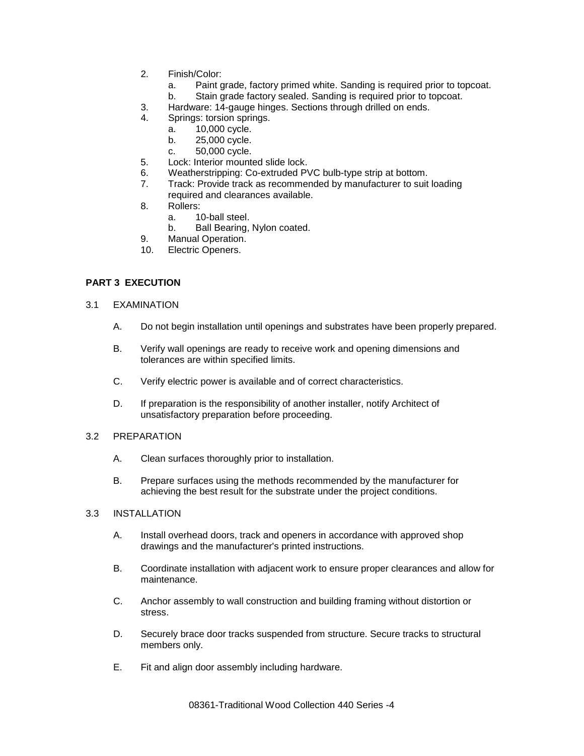2. Finish/Color:
   a. Paint grade, factory primed white. Sanding is required prior to topcoat.
   b. Stain grade factory sealed. Sanding is required prior to topcoat.
3. Hardware: 14-gauge hinges. Sections through drilled on ends.
4. Springs: torsion springs.
   a. 10,000 cycle.
   b. 25,000 cycle.
   c. 50,000 cycle.
5. Lock: Interior mounted slide lock.
6. Weatherstripping: Co-extruded PVC bulb-type strip at bottom.
7. Track: Provide track as recommended by manufacturer to suit loading required and clearances available.
8. Rollers:
   a. 10-ball steel.
   b. Ball Bearing, Nylon coated.
9. Manual Operation.
10. Electric Openers.

## PART 3 EXECUTION

### 3.1 EXAMINATION

A. Do not begin installation until openings and substrates have been properly prepared.

B. Verify wall openings are ready to receive work and opening dimensions and tolerances are within specified limits.

C. Verify electric power is available and of correct characteristics.

D. If preparation is the responsibility of another installer, notify Architect of unsatisfactory preparation before proceeding.

### 3.2 PREPARATION

A. Clean surfaces thoroughly prior to installation.

B. Prepare surfaces using the methods recommended by the manufacturer for achieving the best result for the substrate under the project conditions.

### 3.3 INSTALLATION

A. Install overhead doors, track and openers in accordance with approved shop drawings and the manufacturer's printed instructions.

B. Coordinate installation with adjacent work to ensure proper clearances and allow for maintenance.

C. Anchor assembly to wall construction and building framing without distortion or stress.

D. Securely brace door tracks suspended from structure. Secure tracks to structural members only.

E. Fit and align door assembly including hardware.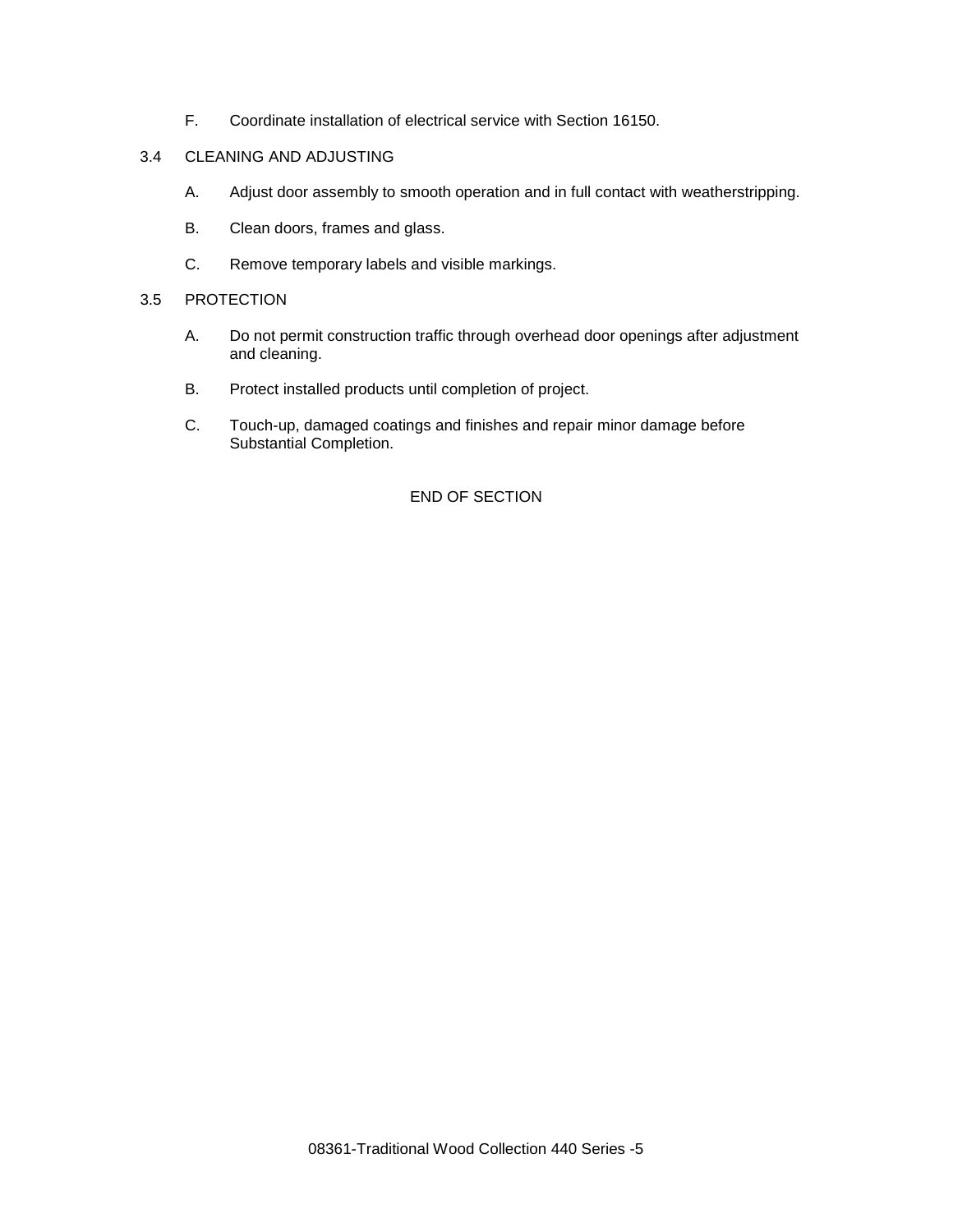F. Coordinate installation of electrical service with Section 16150.

## 3.4 CLEANING AND ADJUSTING

A. Adjust door assembly to smooth operation and in full contact with weatherstripping.

B. Clean doors, frames and glass.

C. Remove temporary labels and visible markings.

## 3.5 PROTECTION

A. Do not permit construction traffic through overhead door openings after adjustment and cleaning.

B. Protect installed products until completion of project.

C. Touch-up, damaged coatings and finishes and repair minor damage before Substantial Completion.

END OF SECTION